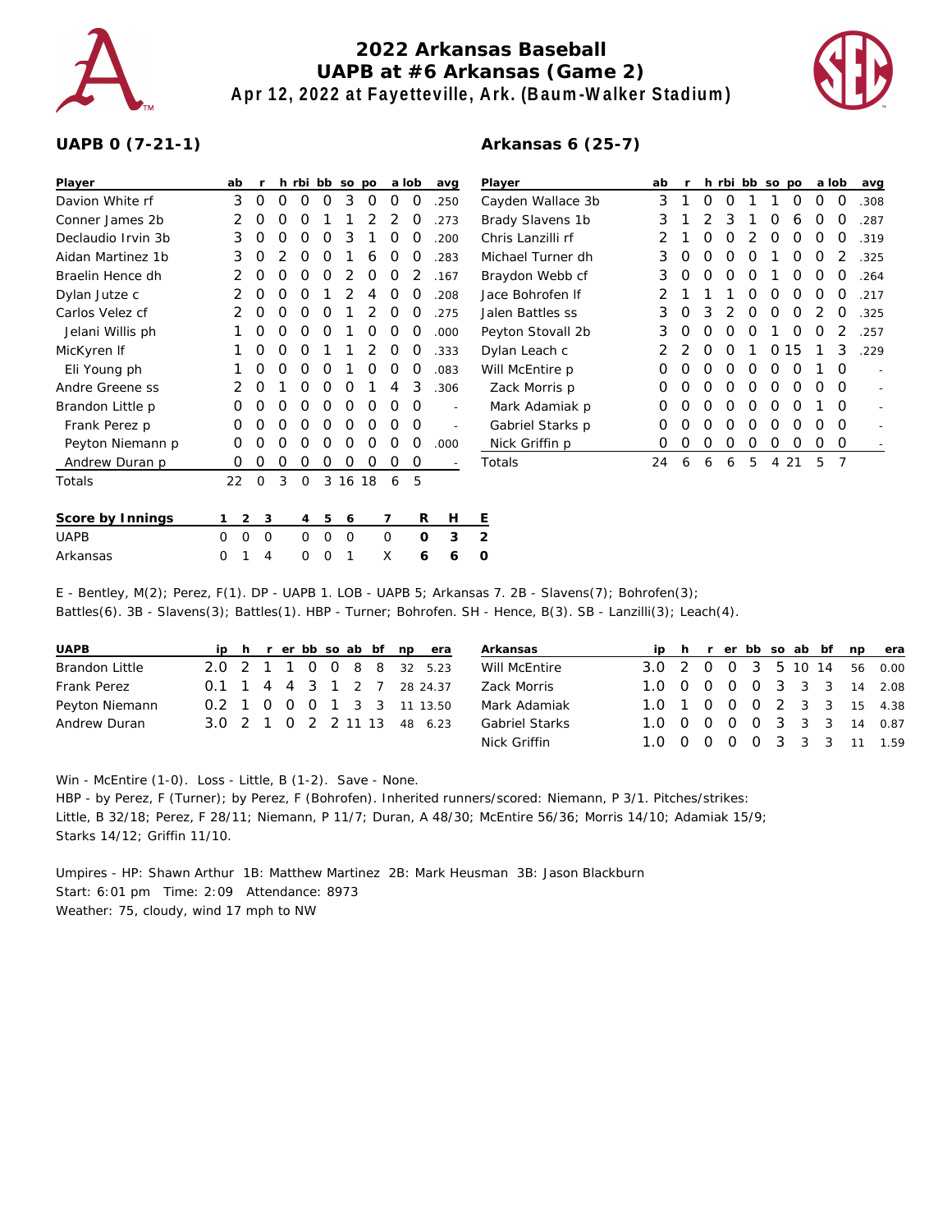# 2022 Arkansas Baseball
## UAPB at #6 Arkansas (Game 2)
### Apr 12, 2022 at Fayetteville, Ark. (Baum-Walker Stadium)

**UAPB 0 (7-21-1)**

| Player | ab | r | h | rbi | bb | so | po | a | lob | avg |
|---|---|---|---|---|---|---|---|---|---|---|
| Davion White rf | 3 | 0 | 0 | 0 | 0 | 3 | 0 | 0 | 0 | .250 |
| Conner James 2b | 2 | 0 | 0 | 0 | 1 | 1 | 2 | 2 | 0 | .273 |
| Declaudio Irvin 3b | 3 | 0 | 0 | 0 | 0 | 3 | 1 | 0 | 0 | .200 |
| Aidan Martinez 1b | 3 | 0 | 2 | 0 | 0 | 1 | 6 | 0 | 0 | .283 |
| Braelin Hence dh | 2 | 0 | 0 | 0 | 0 | 2 | 0 | 0 | 2 | .167 |
| Dylan Jutze c | 2 | 0 | 0 | 0 | 1 | 2 | 4 | 0 | 0 | .208 |
| Carlos Velez cf | 2 | 0 | 0 | 0 | 0 | 1 | 2 | 0 | 0 | .275 |
| Jelani Willis ph | 1 | 0 | 0 | 0 | 0 | 1 | 0 | 0 | 0 | .000 |
| MicKyren lf | 1 | 0 | 0 | 0 | 1 | 1 | 2 | 0 | 0 | .333 |
| Eli Young ph | 1 | 0 | 0 | 0 | 0 | 1 | 0 | 0 | 0 | .083 |
| Andre Greene ss | 2 | 0 | 1 | 0 | 0 | 0 | 1 | 4 | 3 | .306 |
| Brandon Little p | 0 | 0 | 0 | 0 | 0 | 0 | 0 | 0 | 0 | - |
| Frank Perez p | 0 | 0 | 0 | 0 | 0 | 0 | 0 | 0 | 0 | - |
| Peyton Niemann p | 0 | 0 | 0 | 0 | 0 | 0 | 0 | 0 | 0 | .000 |
| Andrew Duran p | 0 | 0 | 0 | 0 | 0 | 0 | 0 | 0 | 0 | - |
| Totals | 22 | 0 | 3 | 0 | 3 | 16 | 18 | 6 | 5 | |

**Arkansas 6 (25-7)**

| Player | ab | r | h | rbi | bb | so | po | a | lob | avg |
|---|---|---|---|---|---|---|---|---|---|---|
| Cayden Wallace 3b | 3 | 1 | 0 | 0 | 1 | 1 | 0 | 0 | 0 | .308 |
| Brady Slavens 1b | 3 | 1 | 2 | 3 | 1 | 0 | 6 | 0 | 0 | .287 |
| Chris Lanzilli rf | 2 | 1 | 0 | 0 | 2 | 0 | 0 | 0 | 0 | .319 |
| Michael Turner dh | 3 | 0 | 0 | 0 | 0 | 1 | 0 | 0 | 2 | .325 |
| Braydon Webb cf | 3 | 0 | 0 | 0 | 0 | 1 | 0 | 0 | 0 | .264 |
| Jace Bohrofen lf | 2 | 1 | 1 | 1 | 0 | 0 | 0 | 0 | 0 | .217 |
| Jalen Battles ss | 3 | 0 | 3 | 2 | 0 | 0 | 0 | 2 | 0 | .325 |
| Peyton Stovall 2b | 3 | 0 | 0 | 0 | 0 | 1 | 0 | 0 | 2 | .257 |
| Dylan Leach c | 2 | 2 | 0 | 0 | 1 | 0 | 15 | 1 | 3 | .229 |
| Will McEntire p | 0 | 0 | 0 | 0 | 0 | 0 | 0 | 1 | 0 | - |
| Zack Morris p | 0 | 0 | 0 | 0 | 0 | 0 | 0 | 0 | 0 | - |
| Mark Adamiak p | 0 | 0 | 0 | 0 | 0 | 0 | 0 | 1 | 0 | - |
| Gabriel Starks p | 0 | 0 | 0 | 0 | 0 | 0 | 0 | 0 | 0 | - |
| Nick Griffin p | 0 | 0 | 0 | 0 | 0 | 0 | 0 | 0 | 0 | - |
| Totals | 24 | 6 | 6 | 6 | 5 | 4 | 21 | 5 | 7 | |

| Score by Innings | 1 | 2 | 3 | 4 | 5 | 6 | 7 | R | H | E |
|---|---|---|---|---|---|---|---|---|---|---|
| UAPB | 0 | 0 | 0 | 0 | 0 | 0 | 0 | 0 | 3 | 2 |
| Arkansas | 0 | 1 | 4 | 0 | 0 | 1 | X | 6 | 6 | 0 |

E - Bentley, M(2); Perez, F(1). DP - UAPB 1. LOB - UAPB 5; Arkansas 7. 2B - Slavens(7); Bohrofen(3); Battles(6). 3B - Slavens(3); Battles(1). HBP - Turner; Bohrofen. SH - Hence, B(3). SB - Lanzilli(3); Leach(4).

| UAPB | ip | h | r | er | bb | so | ab | bf | np | era |
|---|---|---|---|---|---|---|---|---|---|---|
| Brandon Little | 2.0 | 2 | 1 | 1 | 0 | 0 | 8 | 8 | 32 | 5.23 |
| Frank Perez | 0.1 | 1 | 4 | 4 | 3 | 1 | 2 | 7 | 28 | 24.37 |
| Peyton Niemann | 0.2 | 1 | 0 | 0 | 0 | 1 | 3 | 3 | 11 | 13.50 |
| Andrew Duran | 3.0 | 2 | 1 | 0 | 2 | 2 | 11 | 13 | 48 | 6.23 |

| Arkansas | ip | h | r | er | bb | so | ab | bf | np | era |
|---|---|---|---|---|---|---|---|---|---|---|
| Will McEntire | 3.0 | 2 | 0 | 0 | 3 | 5 | 10 | 14 | 56 | 0.00 |
| Zack Morris | 1.0 | 0 | 0 | 0 | 0 | 3 | 3 | 3 | 14 | 2.08 |
| Mark Adamiak | 1.0 | 1 | 0 | 0 | 0 | 2 | 3 | 3 | 15 | 4.38 |
| Gabriel Starks | 1.0 | 0 | 0 | 0 | 0 | 3 | 3 | 3 | 14 | 0.87 |
| Nick Griffin | 1.0 | 0 | 0 | 0 | 0 | 3 | 3 | 3 | 11 | 1.59 |

Win - McEntire (1-0). Loss - Little, B (1-2). Save - None.
HBP - by Perez, F (Turner); by Perez, F (Bohrofen). Inherited runners/scored: Niemann, P 3/1. Pitches/strikes: Little, B 32/18; Perez, F 28/11; Niemann, P 11/7; Duran, A 48/30; McEntire 56/36; Morris 14/10; Adamiak 15/9; Starks 14/12; Griffin 11/10.

Umpires - HP: Shawn Arthur 1B: Matthew Martinez 2B: Mark Heusman 3B: Jason Blackburn
Start: 6:01 pm Time: 2:09 Attendance: 8973
Weather: 75, cloudy, wind 17 mph to NW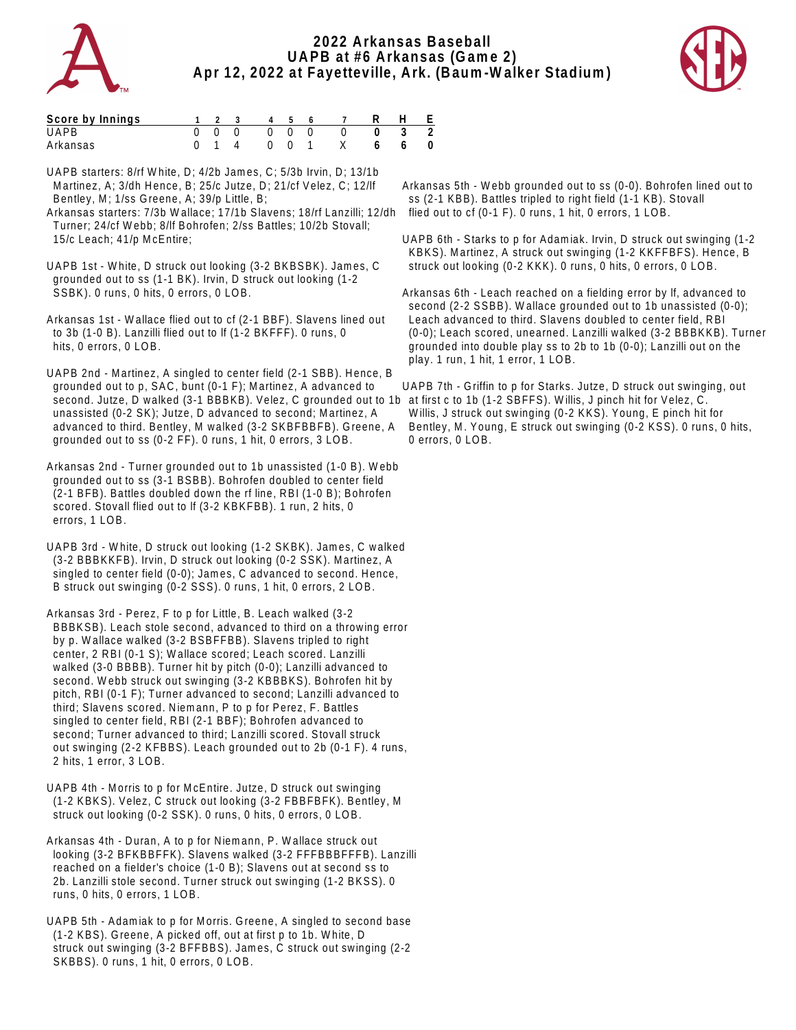# 2022 Arkansas Baseball
## UAPB at #6 Arkansas (Game 2)
### Apr 12, 2022 at Fayetteville, Ark. (Baum-Walker Stadium)

| Score by Innings | 1 | 2 | 3 | 4 | 5 | 6 | 7 | R | H | E |
|---|---|---|---|---|---|---|---|---|---|---|
| UAPB | 0 | 0 | 0 | 0 | 0 | 0 | 0 | 0 | 3 | 2 |
| Arkansas | 0 | 1 | 4 | 0 | 0 | 1 | X | 6 | 6 | 0 |

UAPB starters: 8/rf White, D; 4/2b James, C; 5/3b Irvin, D; 13/1b Martinez, A; 3/dh Hence, B; 25/c Jutze, D; 21/cf Velez, C; 12/lf Bentley, M; 1/ss Greene, A; 39/p Little, B;

Arkansas starters: 7/3b Wallace; 17/1b Slavens; 18/rf Lanzilli; 12/dh Turner; 24/cf Webb; 8/lf Bohrofen; 2/ss Battles; 10/2b Stovall; 15/c Leach; 41/p McEntire;

UAPB 1st - White, D struck out looking (3-2 BKBSBK). James, C grounded out to ss (1-1 BK). Irvin, D struck out looking (1-2 SSBK). 0 runs, 0 hits, 0 errors, 0 LOB.

Arkansas 1st - Wallace flied out to cf (2-1 BBF). Slavens lined out to 3b (1-0 B). Lanzilli flied out to lf (1-2 BKFFF). 0 runs, 0 hits, 0 errors, 0 LOB.

UAPB 2nd - Martinez, A singled to center field (2-1 SBB). Hence, B grounded out to p, SAC, bunt (0-1 F); Martinez, A advanced to second. Jutze, D walked (3-1 BBBKB). Velez, C grounded out to 1b unassisted (0-2 SK); Jutze, D advanced to second; Martinez, A advanced to third. Bentley, M walked (3-2 SKBFBBFB). Greene, A grounded out to ss (0-2 FF). 0 runs, 1 hit, 0 errors, 3 LOB.

Arkansas 2nd - Turner grounded out to 1b unassisted (1-0 B). Webb grounded out to ss (3-1 BSBB). Bohrofen doubled to center field (2-1 BFB). Battles doubled down the rf line, RBI (1-0 B); Bohrofen scored. Stovall flied out to lf (3-2 KBKFBB). 1 run, 2 hits, 0 errors, 1 LOB.

UAPB 3rd - White, D struck out looking (1-2 SKBK). James, C walked (3-2 BBBKKFB). Irvin, D struck out looking (0-2 SSK). Martinez, A singled to center field (0-0); James, C advanced to second. Hence, B struck out swinging (0-2 SSS). 0 runs, 1 hit, 0 errors, 2 LOB.

Arkansas 3rd - Perez, F to p for Little, B. Leach walked (3-2 BBBKSB). Leach stole second, advanced to third on a throwing error by p. Wallace walked (3-2 BSBFFBB). Slavens tripled to right center, 2 RBI (0-1 S); Wallace scored; Leach scored. Lanzilli walked (3-0 BBBB). Turner hit by pitch (0-0); Lanzilli advanced to second. Webb struck out swinging (3-2 KBBBKS). Bohrofen hit by pitch, RBI (0-1 F); Turner advanced to second; Lanzilli advanced to third; Slavens scored. Niemann, P to p for Perez, F. Battles singled to center field, RBI (2-1 BBF); Bohrofen advanced to second; Turner advanced to third; Lanzilli scored. Stovall struck out swinging (2-2 KFBBS). Leach grounded out to 2b (0-1 F). 4 runs, 2 hits, 1 error, 3 LOB.

UAPB 4th - Morris to p for McEntire. Jutze, D struck out swinging (1-2 KBKS). Velez, C struck out looking (3-2 FBBFBFK). Bentley, M struck out looking (0-2 SSK). 0 runs, 0 hits, 0 errors, 0 LOB.

Arkansas 4th - Duran, A to p for Niemann, P. Wallace struck out looking (3-2 BFKBBFFK). Slavens walked (3-2 FFFBBBFFFB). Lanzilli reached on a fielder's choice (1-0 B); Slavens out at second ss to 2b. Lanzilli stole second. Turner struck out swinging (1-2 BKSS). 0 runs, 0 hits, 0 errors, 1 LOB.

UAPB 5th - Adamiak to p for Morris. Greene, A singled to second base (1-2 KBS). Greene, A picked off, out at first p to 1b. White, D struck out swinging (3-2 BFFBBS). James, C struck out swinging (2-2 SKBBS). 0 runs, 1 hit, 0 errors, 0 LOB.

Arkansas 5th - Webb grounded out to ss (0-0). Bohrofen lined out to ss (2-1 KBB). Battles tripled to right field (1-1 KB). Stovall flied out to cf (0-1 F). 0 runs, 1 hit, 0 errors, 1 LOB.

UAPB 6th - Starks to p for Adamiak. Irvin, D struck out swinging (1-2 KBKS). Martinez, A struck out swinging (1-2 KKFFBFS). Hence, B struck out looking (0-2 KKK). 0 runs, 0 hits, 0 errors, 0 LOB.

Arkansas 6th - Leach reached on a fielding error by lf, advanced to second (2-2 SSBB). Wallace grounded out to 1b unassisted (0-0); Leach advanced to third. Slavens doubled to center field, RBI (0-0); Leach scored, unearned. Lanzilli walked (3-2 BBBKKB). Turner grounded into double play ss to 2b to 1b (0-0); Lanzilli out on the play. 1 run, 1 hit, 1 error, 1 LOB.

UAPB 7th - Griffin to p for Starks. Jutze, D struck out swinging, out at first c to 1b (1-2 SBFFS). Willis, J pinch hit for Velez, C. Willis, J struck out swinging (0-2 KKS). Young, E pinch hit for Bentley, M. Young, E struck out swinging (0-2 KSS). 0 runs, 0 hits, 0 errors, 0 LOB.